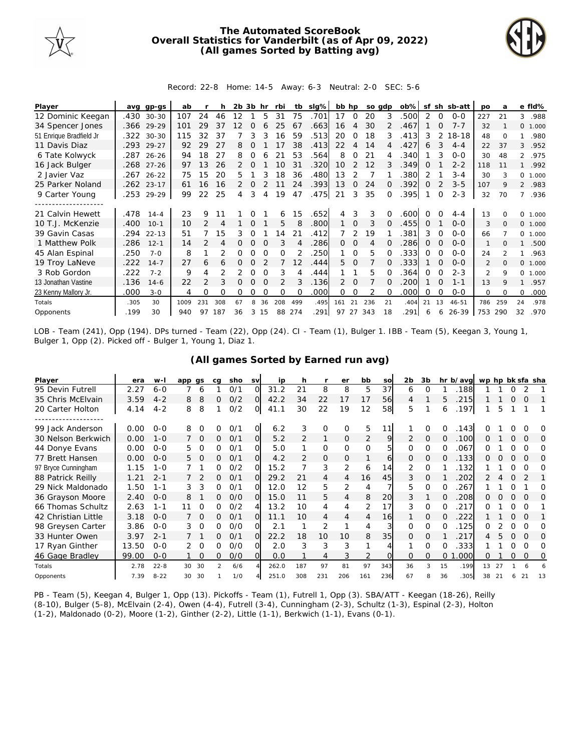# The Automated ScoreBook
## Overall Statistics for Vanderbilt (as of Apr 09, 2022)
### (All games Sorted by Batting avg)

Record: 22-8 Home: 14-5 Away: 6-3 Neutral: 2-0 SEC: 5-6

| Player | avg | gp-gs | ab | r | h | 2b | 3b | hr | rbi | tb | slg% | bb | hp | so | gdp | ob% | sf | sh | sb-att | po | a | e | fld% |
|---|---|---|---|---|---|---|---|---|---|---|---|---|---|---|---|---|---|---|---|---|---|---|---|
| 12 Dominic Keegan | .430 | 30-30 | 107 | 24 | 46 | 12 | 1 | 5 | 31 | 75 | .701 | 17 | 0 | 20 | 3 | .500 | 2 | 0 | 0-0 | 227 | 21 | 3 | .988 |
| 34 Spencer Jones | .366 | 29-29 | 101 | 29 | 37 | 12 | 0 | 6 | 25 | 67 | .663 | 16 | 4 | 30 | 2 | .467 | 1 | 0 | 7-7 | 32 | 1 | 0 | 1.000 |
| 51 Enrique Bradfield Jr | .322 | 30-30 | 115 | 32 | 37 | 7 | 3 | 3 | 16 | 59 | .513 | 20 | 0 | 18 | 3 | .413 | 3 | 2 | 18-18 | 48 | 0 | 1 | .980 |
| 11 Davis Diaz | .293 | 29-27 | 92 | 29 | 27 | 8 | 0 | 1 | 17 | 38 | .413 | 22 | 4 | 14 | 4 | .427 | 6 | 3 | 4-4 | 22 | 37 | 3 | .952 |
| 6 Tate Kolwyck | .287 | 26-26 | 94 | 18 | 27 | 8 | 0 | 6 | 21 | 53 | .564 | 8 | 0 | 21 | 4 | .340 | 1 | 3 | 0-0 | 30 | 48 | 2 | .975 |
| 16 Jack Bulger | .268 | 27-26 | 97 | 13 | 26 | 2 | 0 | 1 | 10 | 31 | .320 | 10 | 2 | 12 | 3 | .349 | 0 | 1 | 2-2 | 118 | 11 | 1 | .992 |
| 2 Javier Vaz | .267 | 26-22 | 75 | 15 | 20 | 5 | 1 | 3 | 18 | 36 | .480 | 13 | 2 | 7 | 1 | .380 | 2 | 1 | 3-4 | 30 | 3 | 0 | 1.000 |
| 25 Parker Noland | .262 | 23-17 | 61 | 16 | 16 | 2 | 0 | 2 | 11 | 24 | .393 | 13 | 0 | 24 | 0 | .392 | 0 | 2 | 3-5 | 107 | 9 | 2 | .983 |
| 9 Carter Young | .253 | 29-29 | 99 | 22 | 25 | 4 | 3 | 4 | 19 | 47 | .475 | 21 | 3 | 35 | 0 | .395 | 1 | 0 | 2-3 | 32 | 70 | 7 | .936 |
| 21 Calvin Hewett | .478 | 14-4 | 23 | 9 | 11 | 1 | 0 | 1 | 6 | 15 | .652 | 4 | 3 | 3 | 0 | .600 | 0 | 0 | 4-4 | 13 | 0 | 0 | 1.000 |
| 10 T.J. McKenzie | .400 | 10-1 | 10 | 2 | 4 | 1 | 0 | 1 | 5 | 8 | .800 | 1 | 0 | 3 | 0 | .455 | 0 | 1 | 0-0 | 3 | 0 | 0 | 1.000 |
| 39 Gavin Casas | .294 | 22-13 | 51 | 7 | 15 | 3 | 0 | 1 | 14 | 21 | .412 | 7 | 2 | 19 | 1 | .381 | 3 | 0 | 0-0 | 66 | 7 | 0 | 1.000 |
| 1 Matthew Polk | .286 | 12-1 | 14 | 2 | 4 | 0 | 0 | 0 | 3 | 4 | .286 | 0 | 0 | 4 | 0 | .286 | 0 | 0 | 0-0 | 1 | 0 | 1 | .500 |
| 45 Alan Espinal | .250 | 7-0 | 8 | 1 | 2 | 0 | 0 | 0 | 0 | 2 | .250 | 1 | 0 | 5 | 0 | .333 | 0 | 0 | 0-0 | 24 | 2 | 1 | .963 |
| 19 Troy LaNeve | .222 | 14-7 | 27 | 6 | 6 | 0 | 0 | 2 | 7 | 12 | .444 | 5 | 0 | 7 | 0 | .333 | 1 | 0 | 0-0 | 2 | 0 | 0 | 1.000 |
| 3 Rob Gordon | .222 | 7-2 | 9 | 4 | 2 | 2 | 0 | 0 | 3 | 4 | .444 | 1 | 1 | 5 | 0 | .364 | 0 | 0 | 2-3 | 2 | 9 | 0 | 1.000 |
| 13 Jonathan Vastine | .136 | 14-6 | 22 | 2 | 3 | 0 | 0 | 0 | 2 | 3 | .136 | 2 | 0 | 7 | 0 | .200 | 1 | 0 | 1-1 | 13 | 9 | 1 | .957 |
| 23 Kenny Mallory Jr. | .000 | 3-0 | 4 | 0 | 0 | 0 | 0 | 0 | 0 | 0 | .000 | 0 | 0 | 2 | 0 | .000 | 0 | 0 | 0-0 | 0 | 0 | 0 | .000 |
| Totals | .305 | 30 | 1009 | 231 | 308 | 67 | 8 | 36 | 208 | 499 | .495 | 161 | 21 | 236 | 21 | .404 | 21 | 13 | 46-51 | 786 | 259 | 24 | .978 |
| Opponents | .199 | 30 | 940 | 97 | 187 | 36 | 3 | 15 | 88 | 274 | .291 | 97 | 27 | 343 | 18 | .291 | 6 | 6 | 26-39 | 753 | 290 | 32 | .970 |

LOB - Team (241), Opp (194). DPs turned - Team (22), Opp (24). CI - Team (1), Bulger 1. IBB - Team (5), Keegan 3, Young 1, Bulger 1, Opp (2). Picked off - Bulger 1, Young 1, Diaz 1.

## (All games Sorted by Earned run avg)

| Player | era | w-l | app | gs | cg | sho | sv | ip | h | r | er | bb | so | 2b | 3b | hr | b/avg | wp | hp | bk | sfa | sha |
|---|---|---|---|---|---|---|---|---|---|---|---|---|---|---|---|---|---|---|---|---|---|---|
| 95 Devin Futrell | 2.27 | 6-0 | 7 | 6 | 1 | 0/1 | 0 | 31.2 | 21 | 8 | 8 | 5 | 37 | 6 | 0 | 1 | .188 | 1 | 1 | 0 | 2 | 1 |
| 35 Chris McElvain | 3.59 | 4-2 | 8 | 8 | 0 | 0/2 | 0 | 42.2 | 34 | 22 | 17 | 17 | 56 | 4 | 1 | 5 | .215 | 1 | 1 | 0 | 0 | 1 |
| 20 Carter Holton | 4.14 | 4-2 | 8 | 8 | 1 | 0/2 | 0 | 41.1 | 30 | 22 | 19 | 12 | 58 | 5 | 1 | 6 | .197 | 1 | 5 | 1 | 1 | 1 |
| 99 Jack Anderson | 0.00 | 0-0 | 8 | 0 | 0 | 0/1 | 0 | 6.2 | 3 | 0 | 0 | 5 | 11 | 1 | 0 | 0 | .143 | 0 | 1 | 0 | 0 | 0 |
| 30 Nelson Berkwich | 0.00 | 1-0 | 7 | 0 | 0 | 0/1 | 0 | 5.2 | 2 | 1 | 0 | 2 | 9 | 2 | 0 | 0 | .100 | 0 | 1 | 0 | 0 | 0 |
| 44 Donye Evans | 0.00 | 0-0 | 5 | 0 | 0 | 0/1 | 0 | 5.0 | 1 | 0 | 0 | 0 | 5 | 0 | 0 | 0 | .067 | 0 | 1 | 0 | 0 | 0 |
| 77 Brett Hansen | 0.00 | 0-0 | 5 | 0 | 0 | 0/1 | 0 | 4.2 | 2 | 0 | 0 | 1 | 6 | 0 | 0 | 0 | .133 | 0 | 0 | 0 | 0 | 0 |
| 97 Bryce Cunningham | 1.15 | 1-0 | 7 | 1 | 0 | 0/2 | 0 | 15.2 | 7 | 3 | 2 | 6 | 14 | 2 | 0 | 1 | .132 | 1 | 1 | 0 | 0 | 0 |
| 88 Patrick Reilly | 1.21 | 2-1 | 7 | 2 | 0 | 0/1 | 0 | 29.2 | 21 | 4 | 4 | 16 | 45 | 3 | 0 | 1 | .202 | 2 | 4 | 0 | 2 | 1 |
| 29 Nick Maldonado | 1.50 | 1-1 | 3 | 3 | 0 | 0/1 | 0 | 12.0 | 12 | 5 | 2 | 4 | 7 | 5 | 0 | 0 | .267 | 1 | 1 | 0 | 1 | 0 |
| 36 Grayson Moore | 2.40 | 0-0 | 8 | 1 | 0 | 0/0 | 0 | 15.0 | 11 | 5 | 4 | 8 | 20 | 3 | 1 | 0 | .208 | 0 | 0 | 0 | 0 | 0 |
| 66 Thomas Schultz | 2.63 | 1-1 | 11 | 0 | 0 | 0/2 | 4 | 13.2 | 10 | 4 | 4 | 2 | 17 | 3 | 0 | 0 | .217 | 0 | 1 | 0 | 0 | 1 |
| 42 Christian Little | 3.18 | 0-0 | 7 | 0 | 0 | 0/1 | 0 | 11.1 | 10 | 4 | 4 | 4 | 16 | 1 | 0 | 0 | .222 | 1 | 1 | 0 | 0 | 1 |
| 98 Greysen Carter | 3.86 | 0-0 | 3 | 0 | 0 | 0/0 | 0 | 2.1 | 1 | 2 | 1 | 4 | 3 | 0 | 0 | 0 | .125 | 0 | 2 | 0 | 0 | 0 |
| 33 Hunter Owen | 3.97 | 2-1 | 7 | 1 | 0 | 0/1 | 0 | 22.2 | 18 | 10 | 10 | 8 | 35 | 0 | 0 | 1 | .217 | 4 | 5 | 0 | 0 | 0 |
| 17 Ryan Ginther | 13.50 | 0-0 | 2 | 0 | 0 | 0/0 | 0 | 2.0 | 3 | 3 | 3 | 1 | 4 | 1 | 0 | 0 | .333 | 1 | 1 | 0 | 0 | 0 |
| 46 Gage Bradley | 99.00 | 0-0 | 1 | 0 | 0 | 0/0 | 0 | 0.0 | 1 | 4 | 3 | 2 | 0 | 0 | 0 | 0 | 1.000 | 0 | 1 | 0 | 0 | 0 |
| Totals | 2.78 | 22-8 | 30 | 30 | 2 | 6/6 | 4 | 262.0 | 187 | 97 | 81 | 97 | 343 | 36 | 3 | 15 | .199 | 13 | 27 | 1 | 6 | 6 |
| Opponents | 7.39 | 8-22 | 30 | 30 | 1 | 1/0 | 4 | 251.0 | 308 | 231 | 206 | 161 | 236 | 67 | 8 | 36 | .305 | 38 | 21 | 6 | 21 | 13 |

PB - Team (5), Keegan 4, Bulger 1, Opp (13). Pickoffs - Team (1), Futrell 1, Opp (3). SBA/ATT - Keegan (18-26), Reilly (8-10), Bulger (5-8), McElvain (2-4), Owen (4-4), Futrell (3-4), Cunningham (2-3), Schultz (1-3), Espinal (2-3), Holton (1-2), Maldonado (0-2), Moore (1-2), Ginther (2-2), Little (1-1), Berkwich (1-1), Evans (0-1).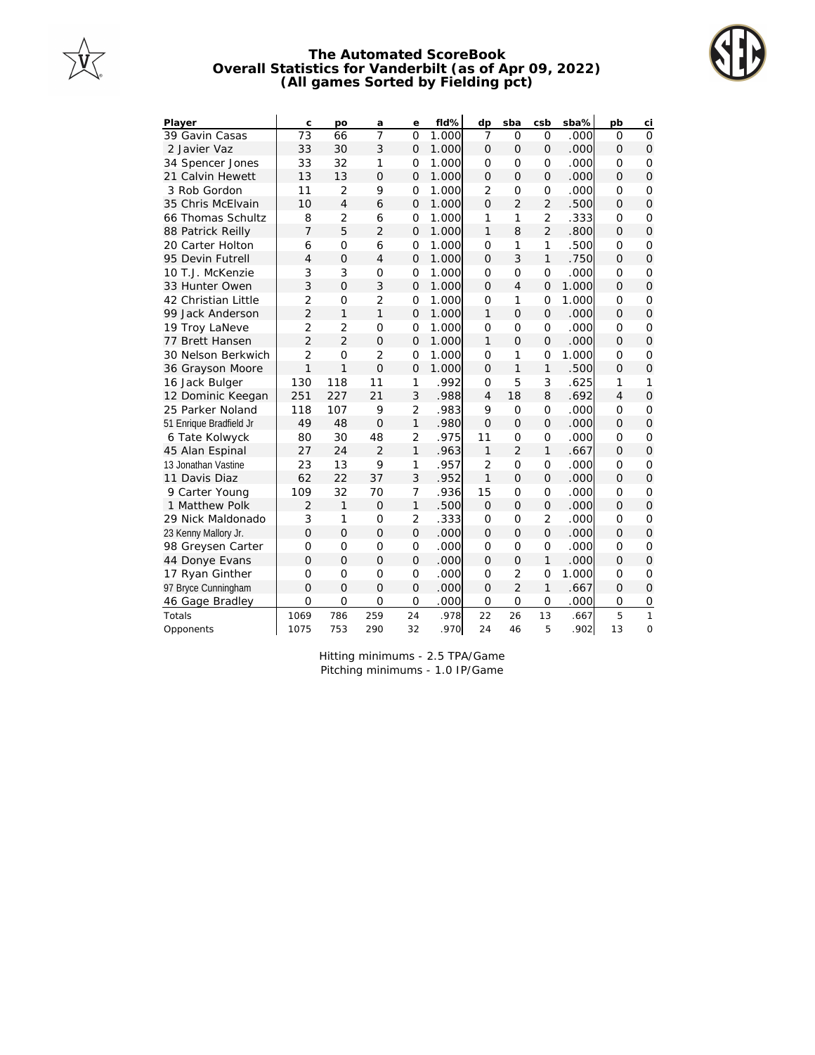# The Automated ScoreBook
## Overall Statistics for Vanderbilt (as of Apr 09, 2022)
### (All games Sorted by Fielding pct)

| Player | c | po | a | e | fld% | dp | sba | csb | sba% | pb | ci |
|---|---|---|---|---|---|---|---|---|---|---|---|
| 39 Gavin Casas | 73 | 66 | 7 | 0 | 1.000 | 7 | 0 | 0 | .000 | 0 | 0 |
| 2 Javier Vaz | 33 | 30 | 3 | 0 | 1.000 | 0 | 0 | 0 | .000 | 0 | 0 |
| 34 Spencer Jones | 33 | 32 | 1 | 0 | 1.000 | 0 | 0 | 0 | .000 | 0 | 0 |
| 21 Calvin Hewett | 13 | 13 | 0 | 0 | 1.000 | 0 | 0 | 0 | .000 | 0 | 0 |
| 3 Rob Gordon | 11 | 2 | 9 | 0 | 1.000 | 2 | 0 | 0 | .000 | 0 | 0 |
| 35 Chris McElvain | 10 | 4 | 6 | 0 | 1.000 | 0 | 2 | 2 | .500 | 0 | 0 |
| 66 Thomas Schultz | 8 | 2 | 6 | 0 | 1.000 | 1 | 1 | 2 | .333 | 0 | 0 |
| 88 Patrick Reilly | 7 | 5 | 2 | 0 | 1.000 | 1 | 8 | 2 | .800 | 0 | 0 |
| 20 Carter Holton | 6 | 0 | 6 | 0 | 1.000 | 0 | 1 | 1 | .500 | 0 | 0 |
| 95 Devin Futrell | 4 | 0 | 4 | 0 | 1.000 | 0 | 3 | 1 | .750 | 0 | 0 |
| 10 T.J. McKenzie | 3 | 3 | 0 | 0 | 1.000 | 0 | 0 | 0 | .000 | 0 | 0 |
| 33 Hunter Owen | 3 | 0 | 3 | 0 | 1.000 | 0 | 4 | 0 | 1.000 | 0 | 0 |
| 42 Christian Little | 2 | 0 | 2 | 0 | 1.000 | 0 | 1 | 0 | 1.000 | 0 | 0 |
| 99 Jack Anderson | 2 | 1 | 1 | 0 | 1.000 | 1 | 0 | 0 | .000 | 0 | 0 |
| 19 Troy LaNeve | 2 | 2 | 0 | 0 | 1.000 | 0 | 0 | 0 | .000 | 0 | 0 |
| 77 Brett Hansen | 2 | 2 | 0 | 0 | 1.000 | 1 | 0 | 0 | .000 | 0 | 0 |
| 30 Nelson Berkwich | 2 | 0 | 2 | 0 | 1.000 | 0 | 1 | 0 | 1.000 | 0 | 0 |
| 36 Grayson Moore | 1 | 1 | 0 | 0 | 1.000 | 0 | 1 | 1 | .500 | 0 | 0 |
| 16 Jack Bulger | 130 | 118 | 11 | 1 | .992 | 0 | 5 | 3 | .625 | 1 | 1 |
| 12 Dominic Keegan | 251 | 227 | 21 | 3 | .988 | 4 | 18 | 8 | .692 | 4 | 0 |
| 25 Parker Noland | 118 | 107 | 9 | 2 | .983 | 9 | 0 | 0 | .000 | 0 | 0 |
| 51 Enrique Bradfield Jr | 49 | 48 | 0 | 1 | .980 | 0 | 0 | 0 | .000 | 0 | 0 |
| 6 Tate Kolwyck | 80 | 30 | 48 | 2 | .975 | 11 | 0 | 0 | .000 | 0 | 0 |
| 45 Alan Espinal | 27 | 24 | 2 | 1 | .963 | 1 | 2 | 1 | .667 | 0 | 0 |
| 13 Jonathan Vastine | 23 | 13 | 9 | 1 | .957 | 2 | 0 | 0 | .000 | 0 | 0 |
| 11 Davis Diaz | 62 | 22 | 37 | 3 | .952 | 1 | 0 | 0 | .000 | 0 | 0 |
| 9 Carter Young | 109 | 32 | 70 | 7 | .936 | 15 | 0 | 0 | .000 | 0 | 0 |
| 1 Matthew Polk | 2 | 1 | 0 | 1 | .500 | 0 | 0 | 0 | .000 | 0 | 0 |
| 29 Nick Maldonado | 3 | 1 | 0 | 2 | .333 | 0 | 0 | 2 | .000 | 0 | 0 |
| 23 Kenny Mallory Jr. | 0 | 0 | 0 | 0 | .000 | 0 | 0 | 0 | .000 | 0 | 0 |
| 98 Greysen Carter | 0 | 0 | 0 | 0 | .000 | 0 | 0 | 0 | .000 | 0 | 0 |
| 44 Donye Evans | 0 | 0 | 0 | 0 | .000 | 0 | 0 | 1 | .000 | 0 | 0 |
| 17 Ryan Ginther | 0 | 0 | 0 | 0 | .000 | 0 | 2 | 0 | 1.000 | 0 | 0 |
| 97 Bryce Cunningham | 0 | 0 | 0 | 0 | .000 | 0 | 2 | 1 | .667 | 0 | 0 |
| 46 Gage Bradley | 0 | 0 | 0 | 0 | .000 | 0 | 0 | 0 | .000 | 0 | 0 |
| Totals | 1069 | 786 | 259 | 24 | .978 | 22 | 26 | 13 | .667 | 5 | 1 |
| Opponents | 1075 | 753 | 290 | 32 | .970 | 24 | 46 | 5 | .902 | 13 | 0 |

Hitting minimums - 2.5 TPA/Game
Pitching minimums - 1.0 IP/Game